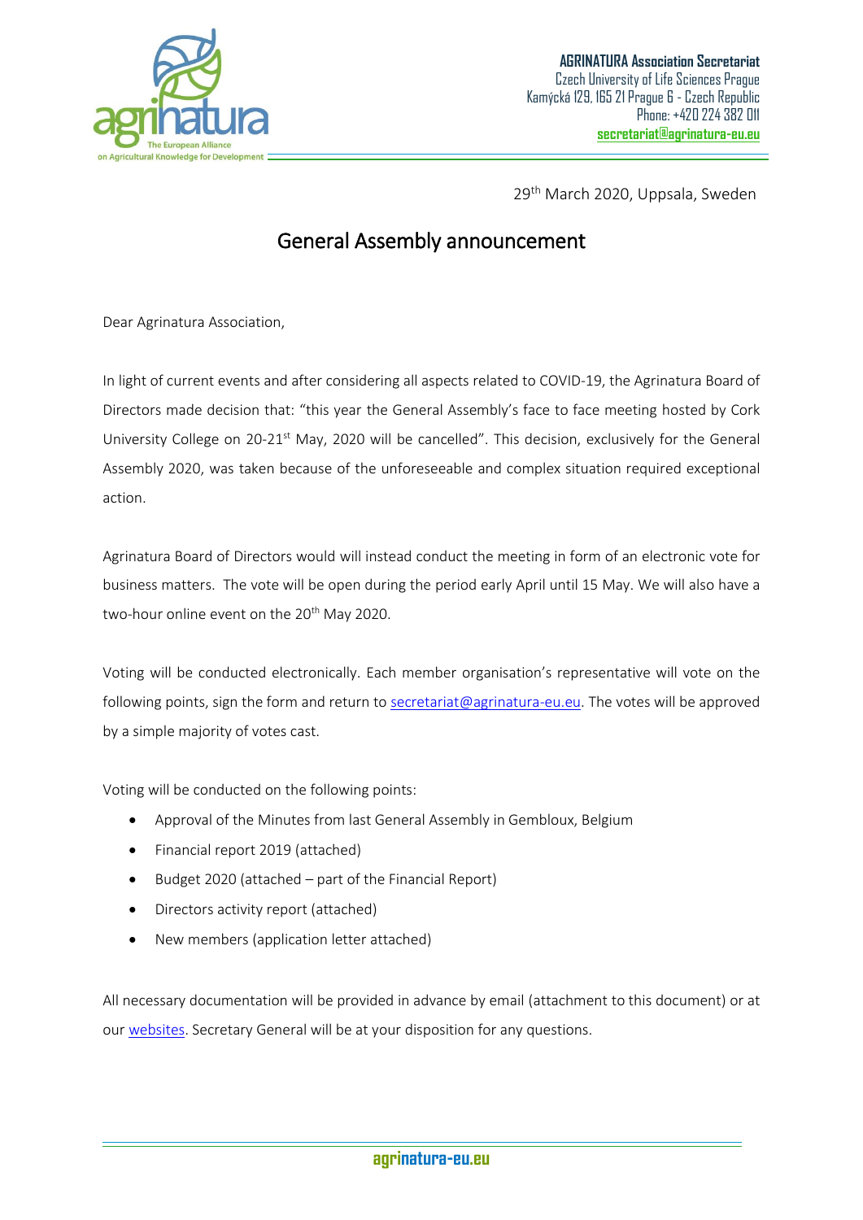**AGRINATURA Association Secretariat**
Czech University of Life Sciences Prague
Kamýcká 129, 165 21 Prague 6 - Czech Republic
Phone: +420 224 382 011
**secretariat@agrinatura-eu.eu**

29th March 2020, Uppsala, Sweden

# General Assembly announcement

Dear Agrinatura Association,

In light of current events and after considering all aspects related to COVID-19, the Agrinatura Board of Directors made decision that: "this year the General Assembly's face to face meeting hosted by Cork University College on 20-21st May, 2020 will be cancelled". This decision, exclusively for the General Assembly 2020, was taken because of the unforeseeable and complex situation required exceptional action.

Agrinatura Board of Directors would will instead conduct the meeting in form of an electronic vote for business matters. The vote will be open during the period early April until 15 May. We will also have a two-hour online event on the 20th May 2020.

Voting will be conducted electronically. Each member organisation's representative will vote on the following points, sign the form and return to secretariat@agrinatura-eu.eu. The votes will be approved by a simple majority of votes cast.

Voting will be conducted on the following points:

- Approval of the Minutes from last General Assembly in Gembloux, Belgium
- Financial report 2019 (attached)
- Budget 2020 (attached – part of the Financial Report)
- Directors activity report (attached)
- New members (application letter attached)

All necessary documentation will be provided in advance by email (attachment to this document) or at our websites. Secretary General will be at your disposition for any questions.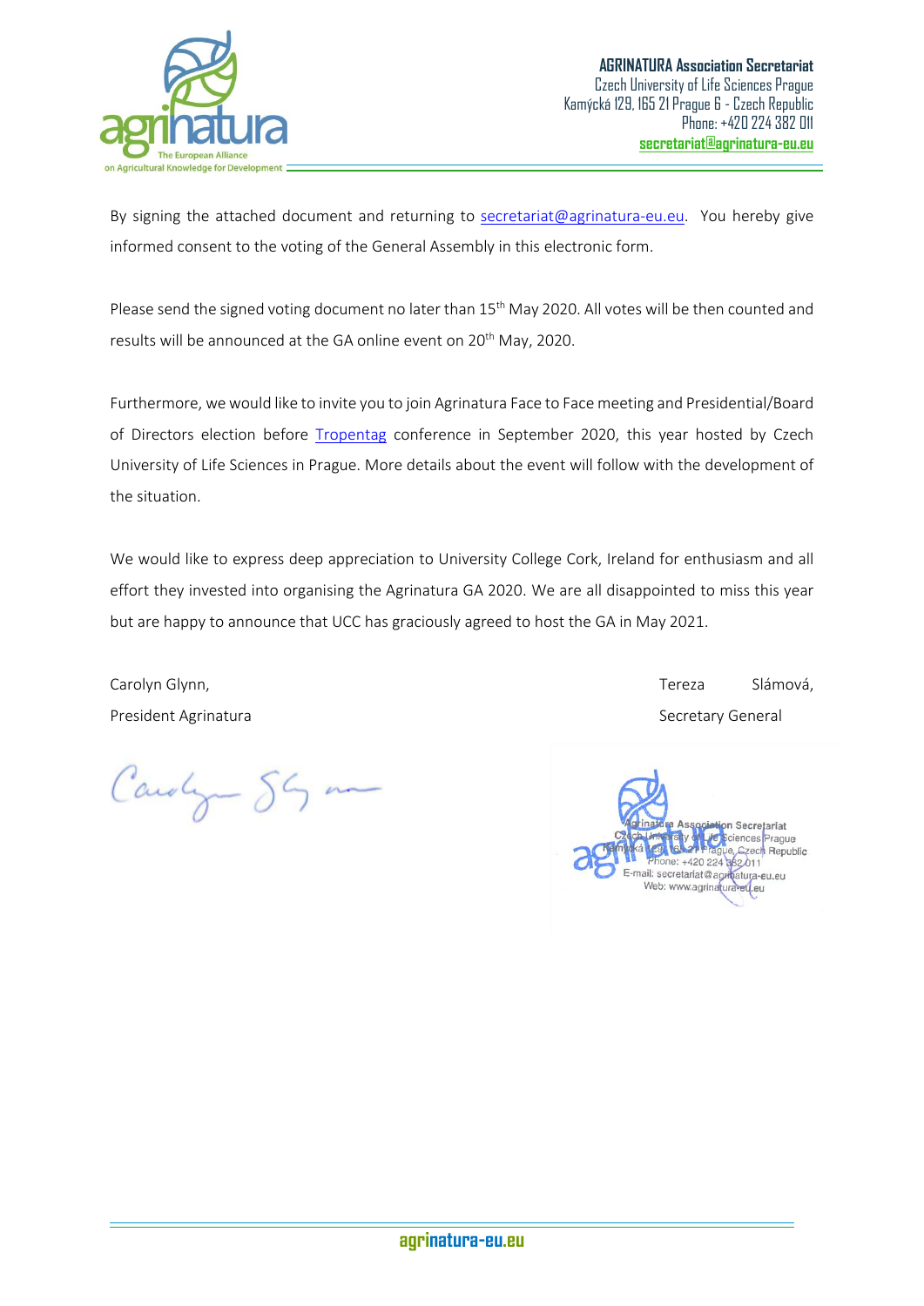By signing the attached document and returning to secretariat@agrinatura-eu.eu. You hereby give informed consent to the voting of the General Assembly in this electronic form.

Please send the signed voting document no later than 15th May 2020. All votes will be then counted and results will be announced at the GA online event on 20th May, 2020.

Furthermore, we would like to invite you to join Agrinatura Face to Face meeting and Presidential/Board of Directors election before Tropentag conference in September 2020, this year hosted by Czech University of Life Sciences in Prague. More details about the event will follow with the development of the situation.

We would like to express deep appreciation to University College Cork, Ireland for enthusiasm and all effort they invested into organising the Agrinatura GA 2020. We are all disappointed to miss this year but are happy to announce that UCC has graciously agreed to host the GA in May 2021.

Carolyn Glynn,
President Agrinatura

Tereza Slámová,
Secretary General